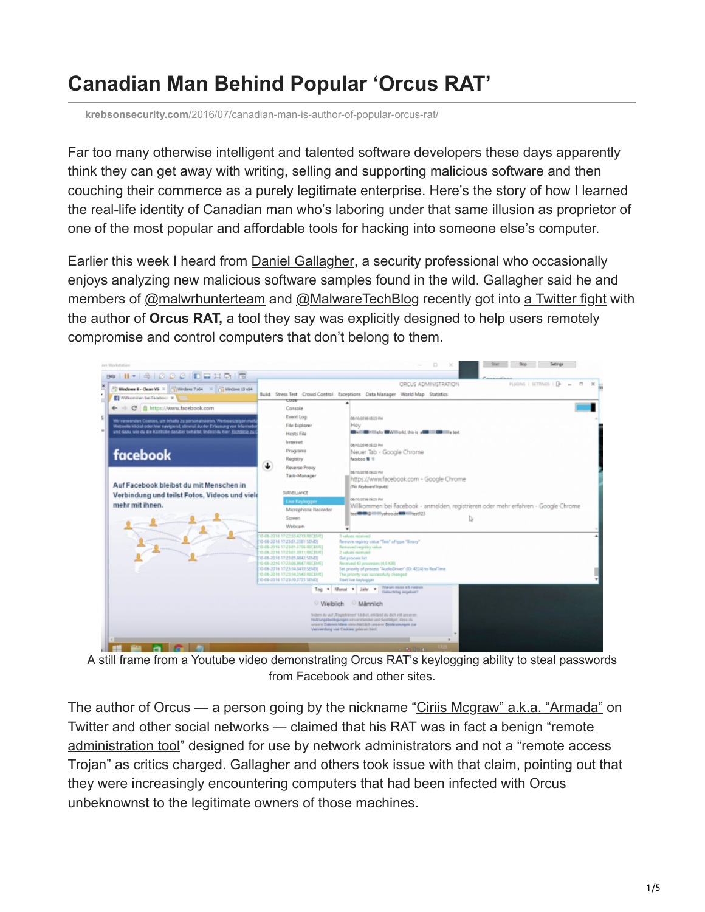# Canadian Man Behind Popular 'Orcus RAT'

krebsonsecurity.com/2016/07/canadian-man-is-author-of-popular-orcus-rat/

Far too many otherwise intelligent and talented software developers these days apparently think they can get away with writing, selling and supporting malicious software and then couching their commerce as a purely legitimate enterprise. Here's the story of how I learned the real-life identity of Canadian man who's laboring under that same illusion as proprietor of one of the most popular and affordable tools for hacking into someone else's computer.

Earlier this week I heard from Daniel Gallagher, a security professional who occasionally enjoys analyzing new malicious software samples found in the wild. Gallagher said he and members of @malwrhunterteam and @MalwareTechBlog recently got into a Twitter fight with the author of **Orcus RAT,** a tool they say was explicitly designed to help users remotely compromise and control computers that don't belong to them.

A still frame from a Youtube video demonstrating Orcus RAT's keylogging ability to steal passwords from Facebook and other sites.

The author of Orcus — a person going by the nickname "Ciriis Mcgraw" a.k.a. "Armada" on Twitter and other social networks — claimed that his RAT was in fact a benign "remote administration tool" designed for use by network administrators and not a "remote access Trojan" as critics charged. Gallagher and others took issue with that claim, pointing out that they were increasingly encountering computers that had been infected with Orcus unbeknownst to the legitimate owners of those machines.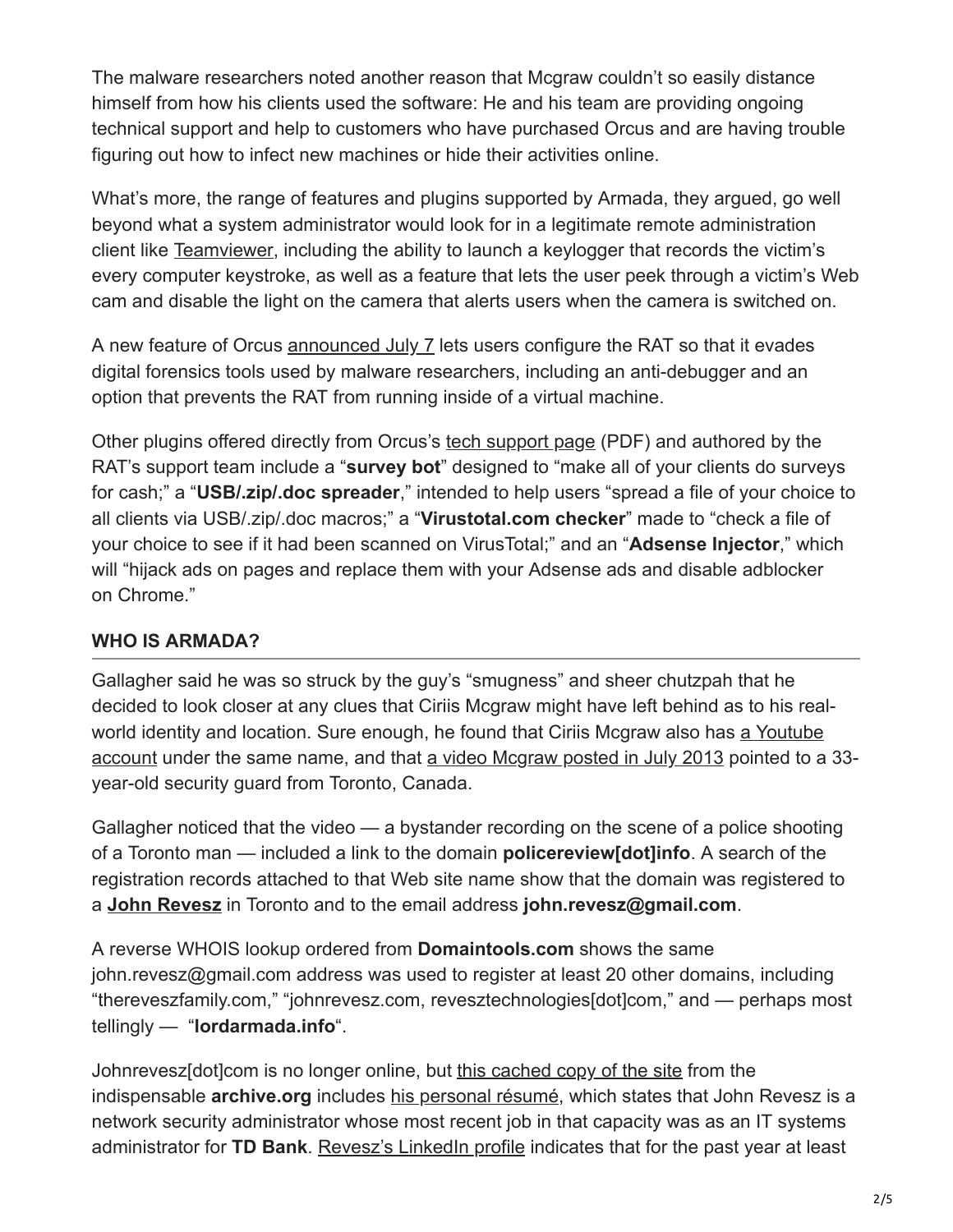The malware researchers noted another reason that Mcgraw couldn't so easily distance himself from how his clients used the software: He and his team are providing ongoing technical support and help to customers who have purchased Orcus and are having trouble figuring out how to infect new machines or hide their activities online.

What's more, the range of features and plugins supported by Armada, they argued, go well beyond what a system administrator would look for in a legitimate remote administration client like Teamviewer, including the ability to launch a keylogger that records the victim's every computer keystroke, as well as a feature that lets the user peek through a victim's Web cam and disable the light on the camera that alerts users when the camera is switched on.

A new feature of Orcus announced July 7 lets users configure the RAT so that it evades digital forensics tools used by malware researchers, including an anti-debugger and an option that prevents the RAT from running inside of a virtual machine.

Other plugins offered directly from Orcus's tech support page (PDF) and authored by the RAT's support team include a "**survey bot**" designed to "make all of your clients do surveys for cash;" a "**USB/.zip/.doc spreader**," intended to help users "spread a file of your choice to all clients via USB/.zip/.doc macros;" a "**Virustotal.com checker**" made to "check a file of your choice to see if it had been scanned on VirusTotal;" and an "**Adsense Injector**," which will "hijack ads on pages and replace them with your Adsense ads and disable adblocker on Chrome."

## WHO IS ARMADA?

Gallagher said he was so struck by the guy's "smugness" and sheer chutzpah that he decided to look closer at any clues that Ciriis Mcgraw might have left behind as to his real-world identity and location. Sure enough, he found that Ciriis Mcgraw also has a Youtube account under the same name, and that a video Mcgraw posted in July 2013 pointed to a 33-year-old security guard from Toronto, Canada.

Gallagher noticed that the video — a bystander recording on the scene of a police shooting of a Toronto man — included a link to the domain **policereview[dot]info**. A search of the registration records attached to that Web site name show that the domain was registered to a **John Revesz** in Toronto and to the email address **john.revesz@gmail.com**.

A reverse WHOIS lookup ordered from **Domaintools.com** shows the same john.revesz@gmail.com address was used to register at least 20 other domains, including "thereveszfamily.com," "johnrevesz.com, revesztechnologies[dot]com," and — perhaps most tellingly — "**lordarmada.info**".

Johnrevesz[dot]com is no longer online, but this cached copy of the site from the indispensable **archive.org** includes his personal résumé, which states that John Revesz is a network security administrator whose most recent job in that capacity was as an IT systems administrator for **TD Bank**. Revesz's LinkedIn profile indicates that for the past year at least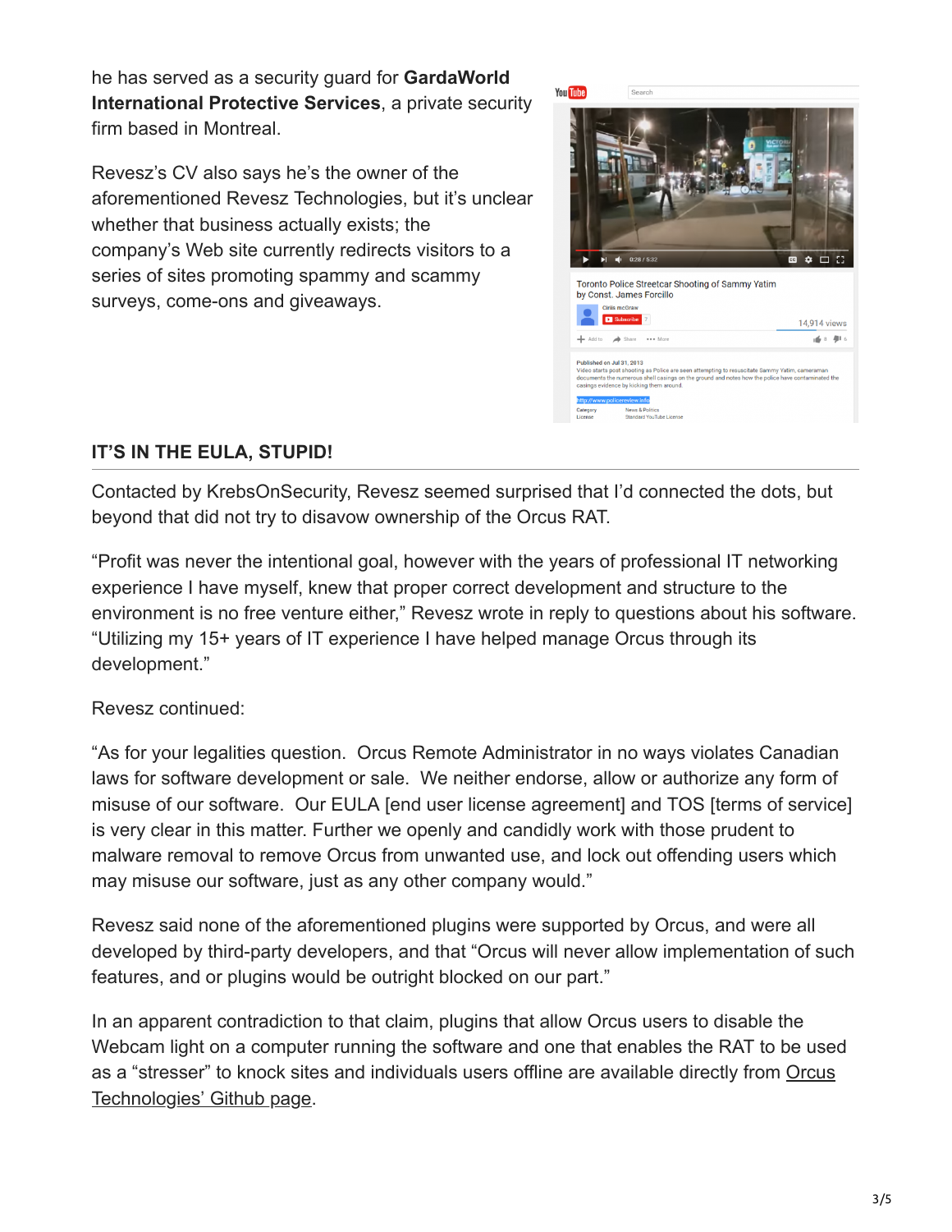he has served as a security guard for **GardaWorld International Protective Services**, a private security firm based in Montreal.

Revesz's CV also says he's the owner of the aforementioned Revesz Technologies, but it's unclear whether that business actually exists; the company's Web site currently redirects visitors to a series of sites promoting spammy and scammy surveys, come-ons and giveaways.

## IT'S IN THE EULA, STUPID!

Contacted by KrebsOnSecurity, Revesz seemed surprised that I'd connected the dots, but beyond that did not try to disavow ownership of the Orcus RAT.

"Profit was never the intentional goal, however with the years of professional IT networking experience I have myself, knew that proper correct development and structure to the environment is no free venture either," Revesz wrote in reply to questions about his software. "Utilizing my 15+ years of IT experience I have helped manage Orcus through its development."

Revesz continued:

"As for your legalities question.  Orcus Remote Administrator in no ways violates Canadian laws for software development or sale.  We neither endorse, allow or authorize any form of misuse of our software.  Our EULA [end user license agreement] and TOS [terms of service] is very clear in this matter. Further we openly and candidly work with those prudent to malware removal to remove Orcus from unwanted use, and lock out offending users which may misuse our software, just as any other company would."

Revesz said none of the aforementioned plugins were supported by Orcus, and were all developed by third-party developers, and that "Orcus will never allow implementation of such features, and or plugins would be outright blocked on our part."

In an apparent contradiction to that claim, plugins that allow Orcus users to disable the Webcam light on a computer running the software and one that enables the RAT to be used as a "stresser" to knock sites and individuals users offline are available directly from Orcus Technologies' Github page.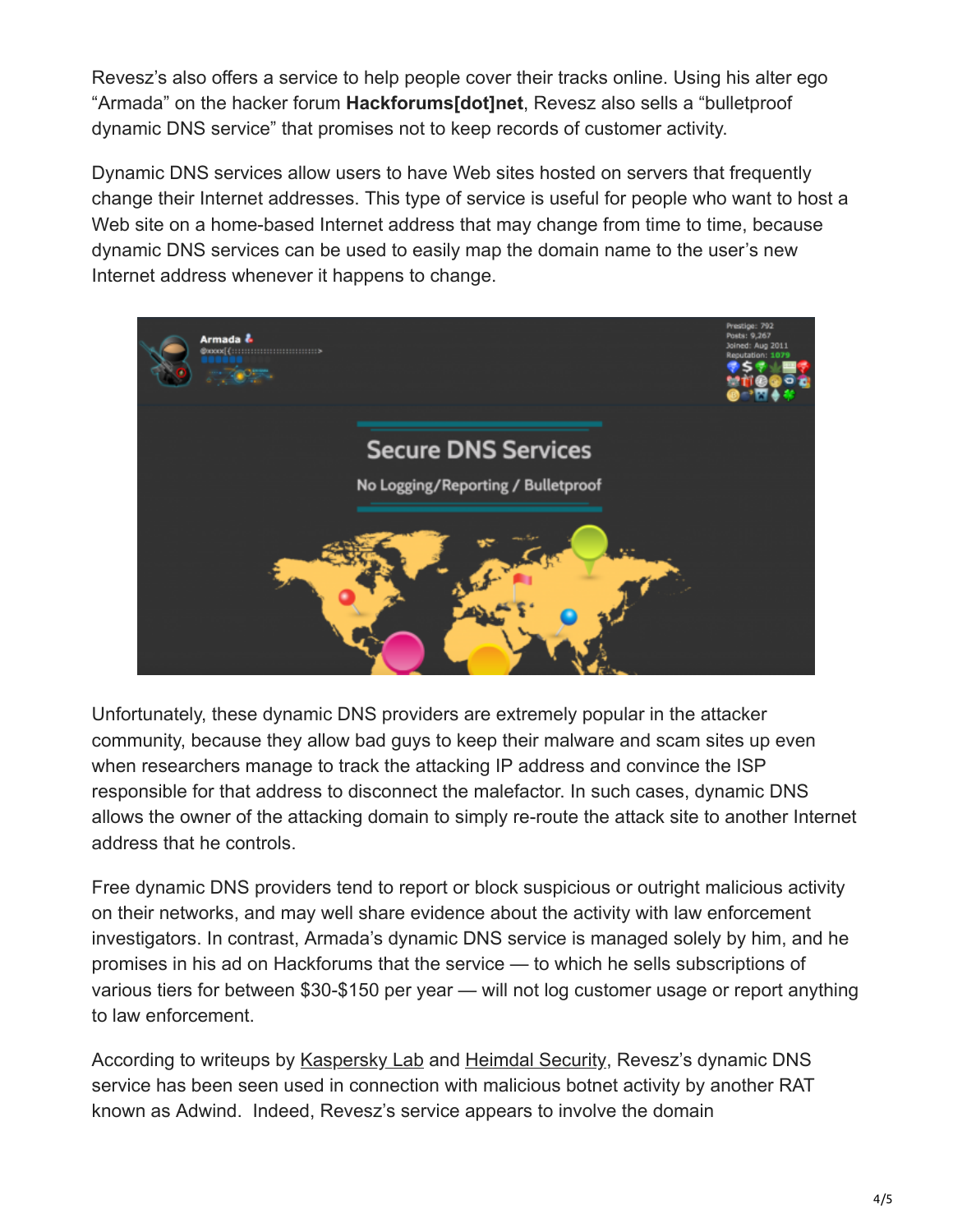Revesz's also offers a service to help people cover their tracks online. Using his alter ego "Armada" on the hacker forum **Hackforums[dot]net**, Revesz also sells a "bulletproof dynamic DNS service" that promises not to keep records of customer activity.

Dynamic DNS services allow users to have Web sites hosted on servers that frequently change their Internet addresses. This type of service is useful for people who want to host a Web site on a home-based Internet address that may change from time to time, because dynamic DNS services can be used to easily map the domain name to the user's new Internet address whenever it happens to change.

Unfortunately, these dynamic DNS providers are extremely popular in the attacker community, because they allow bad guys to keep their malware and scam sites up even when researchers manage to track the attacking IP address and convince the ISP responsible for that address to disconnect the malefactor. In such cases, dynamic DNS allows the owner of the attacking domain to simply re-route the attack site to another Internet address that he controls.

Free dynamic DNS providers tend to report or block suspicious or outright malicious activity on their networks, and may well share evidence about the activity with law enforcement investigators. In contrast, Armada's dynamic DNS service is managed solely by him, and he promises in his ad on Hackforums that the service — to which he sells subscriptions of various tiers for between $30-$150 per year — will not log customer usage or report anything to law enforcement.

According to writeups by Kaspersky Lab and Heimdal Security, Revesz's dynamic DNS service has been seen used in connection with malicious botnet activity by another RAT known as Adwind. Indeed, Revesz's service appears to involve the domain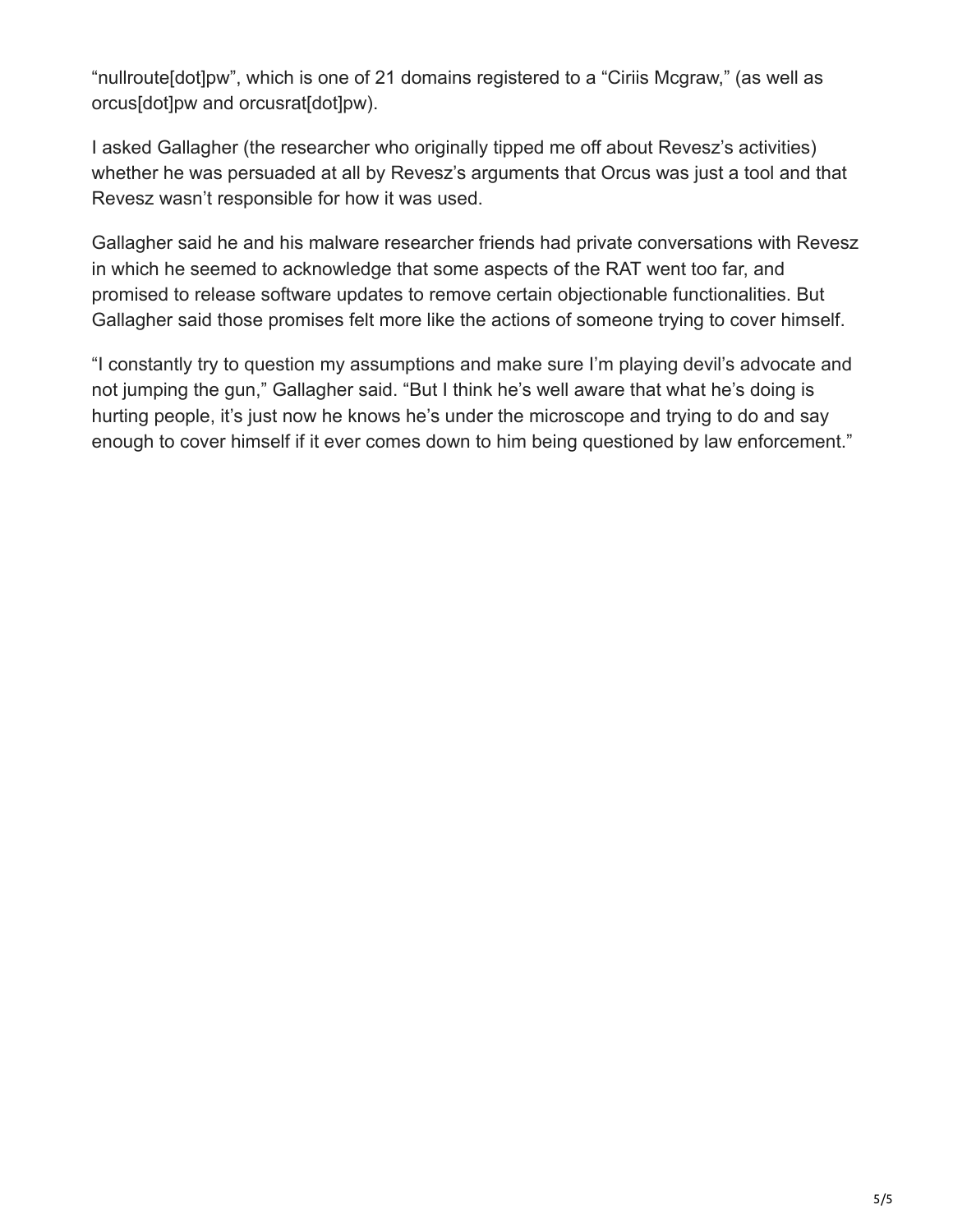“nullroute[dot]pw”, which is one of 21 domains registered to a “Ciriis Mcgraw,” (as well as orcus[dot]pw and orcusrat[dot]pw).

I asked Gallagher (the researcher who originally tipped me off about Revesz’s activities) whether he was persuaded at all by Revesz’s arguments that Orcus was just a tool and that Revesz wasn’t responsible for how it was used.

Gallagher said he and his malware researcher friends had private conversations with Revesz in which he seemed to acknowledge that some aspects of the RAT went too far, and promised to release software updates to remove certain objectionable functionalities. But Gallagher said those promises felt more like the actions of someone trying to cover himself.

“I constantly try to question my assumptions and make sure I’m playing devil’s advocate and not jumping the gun,” Gallagher said. “But I think he’s well aware that what he’s doing is hurting people, it’s just now he knows he’s under the microscope and trying to do and say enough to cover himself if it ever comes down to him being questioned by law enforcement.”